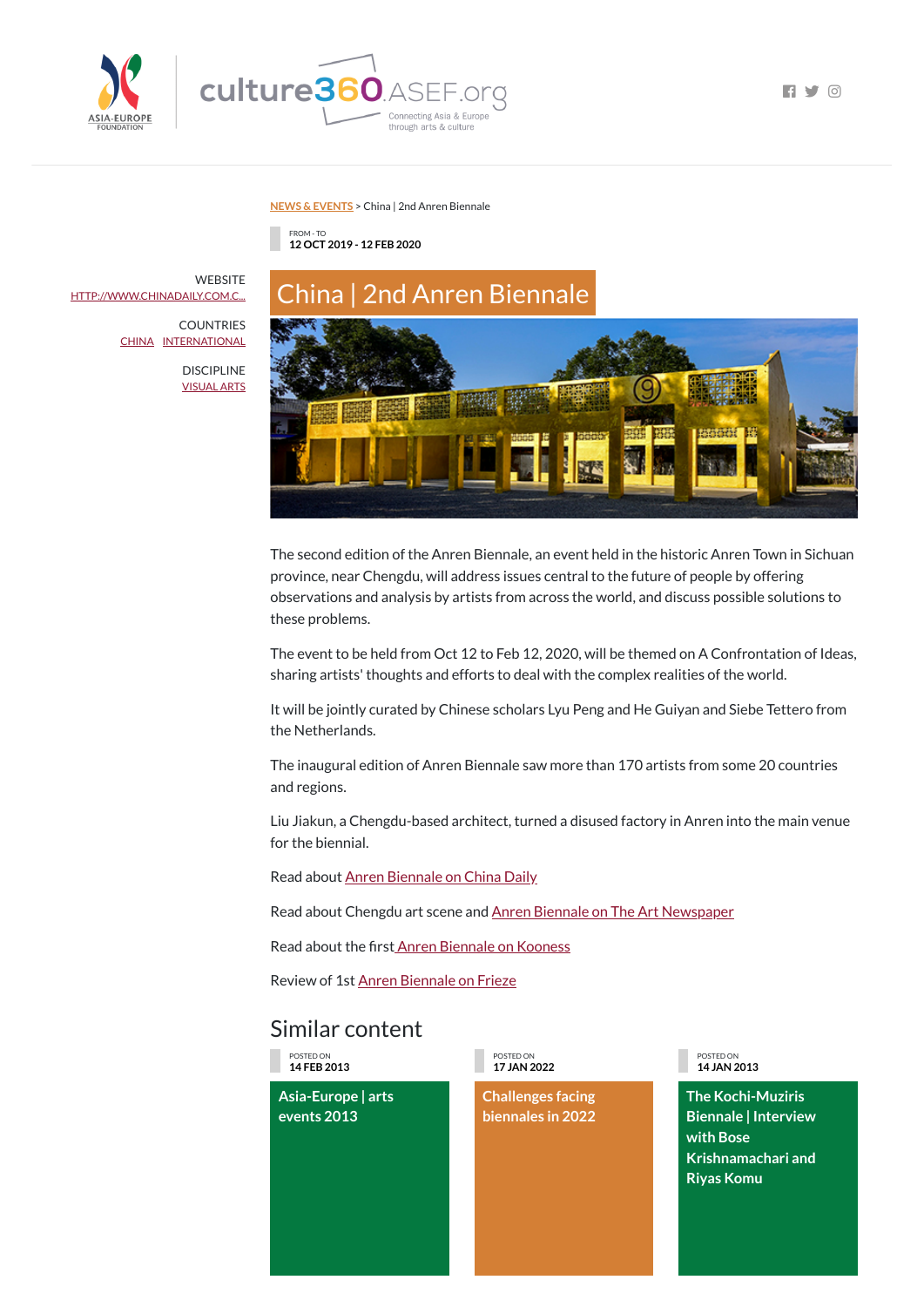NEWS & EVENTS > China | 2nd Anren Biennale

FROM - TO
**12 OCT 2019 - 12 FEB 2020**

WEBSITE
HTTP://WWW.CHINADAILY.COM.C...

COUNTRIES
CHINA INTERNATIONAL

DISCIPLINE
VISUAL ARTS

# China | 2nd Anren Biennale

The second edition of the Anren Biennale, an event held in the historic Anren Town in Sichuan province, near Chengdu, will address issues central to the future of people by offering observations and analysis by artists from across the world, and discuss possible solutions to these problems.

The event to be held from Oct 12 to Feb 12, 2020, will be themed on A Confrontation of Ideas, sharing artists' thoughts and efforts to deal with the complex realities of the world.

It will be jointly curated by Chinese scholars Lyu Peng and He Guiyan and Siebe Tettero from the Netherlands.

The inaugural edition of Anren Biennale saw more than 170 artists from some 20 countries and regions.

Liu Jiakun, a Chengdu-based architect, turned a disused factory in Anren into the main venue for the biennial.

Read about Anren Biennale on China Daily

Read about Chengdu art scene and Anren Biennale on The Art Newspaper

Read about the first Anren Biennale on Kooness

Review of 1st Anren Biennale on Frieze

## Similar content

POSTED ON
**14 FEB 2013**
**Asia-Europe | arts events 2013**

POSTED ON
**17 JAN 2022**
**Challenges facing biennales in 2022**

POSTED ON
**14 JAN 2013**
**The Kochi-Muziris Biennale | Interview with Bose Krishnamachari and Riyas Komu**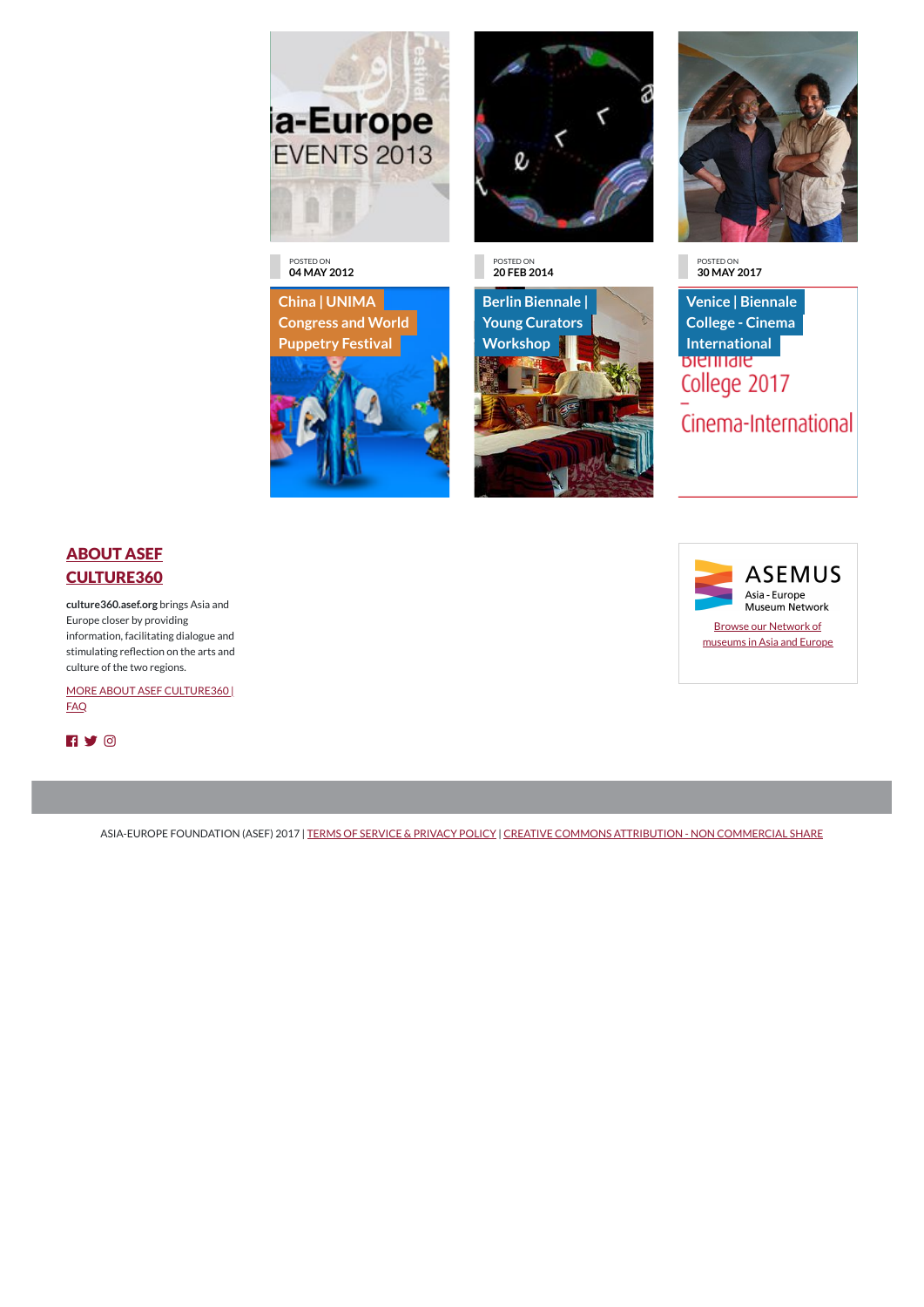POSTED ON
04 MAY 2012

China | UNIMA Congress and World Puppetry Festival

POSTED ON
20 FEB 2014

Berlin Biennale | Young Curators Workshop

POSTED ON
30 MAY 2017

Venice | Biennale College - Cinema International

## ABOUT ASEF CULTURE360

**culture360.asef.org** brings Asia and Europe closer by providing information, facilitating dialogue and stimulating reflection on the arts and culture of the two regions.

MORE ABOUT ASEF CULTURE360 | FAQ

ASEMUS
Asia - Europe
Museum Network

Browse our Network of museums in Asia and Europe

ASIA-EUROPE FOUNDATION (ASEF) 2017 | TERMS OF SERVICE & PRIVACY POLICY | CREATIVE COMMONS ATTRIBUTION - NON COMMERCIAL SHARE